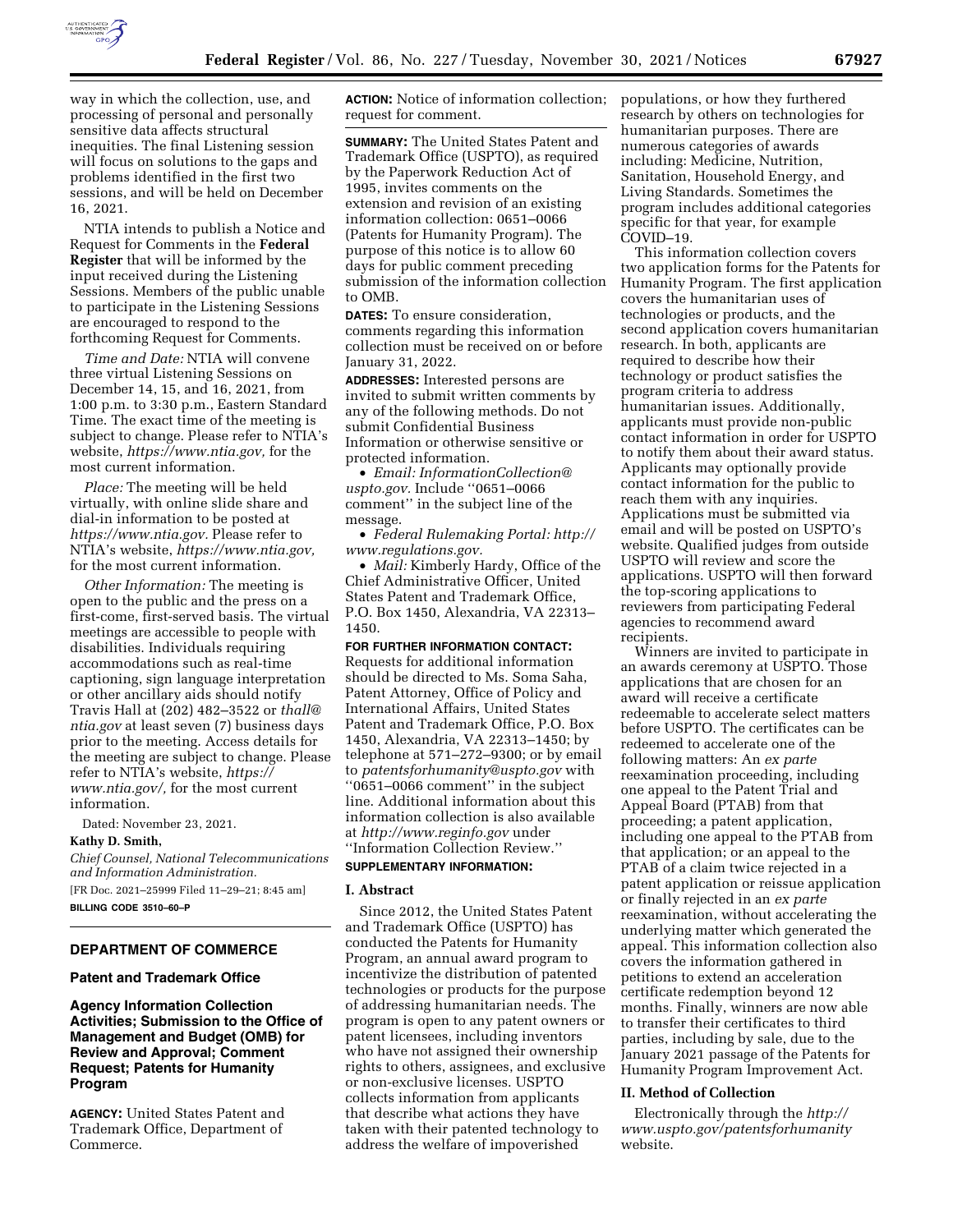way in which the collection, use, and processing of personal and personally sensitive data affects structural inequities. The final Listening session will focus on solutions to the gaps and problems identified in the first two sessions, and will be held on December 16, 2021.

NTIA intends to publish a Notice and Request for Comments in the **Federal Register** that will be informed by the input received during the Listening Sessions. Members of the public unable to participate in the Listening Sessions are encouraged to respond to the forthcoming Request for Comments.

*Time and Date:* NTIA will convene three virtual Listening Sessions on December 14, 15, and 16, 2021, from 1:00 p.m. to 3:30 p.m., Eastern Standard Time. The exact time of the meeting is subject to change. Please refer to NTIA's website, *https://www.ntia.gov,* for the most current information.

*Place:* The meeting will be held virtually, with online slide share and dial-in information to be posted at *https://www.ntia.gov.* Please refer to NTIA's website, *https://www.ntia.gov,* for the most current information.

*Other Information:* The meeting is open to the public and the press on a first-come, first-served basis. The virtual meetings are accessible to people with disabilities. Individuals requiring accommodations such as real-time captioning, sign language interpretation or other ancillary aids should notify Travis Hall at (202) 482–3522 or *thall@ntia.gov* at least seven (7) business days prior to the meeting. Access details for the meeting are subject to change. Please refer to NTIA's website, *https://www.ntia.gov/,* for the most current information.

Dated: November 23, 2021.

**Kathy D. Smith,**

*Chief Counsel, National Telecommunications and Information Administration.*

[FR Doc. 2021–25999 Filed 11–29–21; 8:45 am]

**BILLING CODE 3510–60–P**

## DEPARTMENT OF COMMERCE

### Patent and Trademark Office

### Agency Information Collection Activities; Submission to the Office of Management and Budget (OMB) for Review and Approval; Comment Request; Patents for Humanity Program

**AGENCY:** United States Patent and Trademark Office, Department of Commerce.

**ACTION:** Notice of information collection; request for comment.

**SUMMARY:** The United States Patent and Trademark Office (USPTO), as required by the Paperwork Reduction Act of 1995, invites comments on the extension and revision of an existing information collection: 0651–0066 (Patents for Humanity Program). The purpose of this notice is to allow 60 days for public comment preceding submission of the information collection to OMB.

**DATES:** To ensure consideration, comments regarding this information collection must be received on or before January 31, 2022.

**ADDRESSES:** Interested persons are invited to submit written comments by any of the following methods. Do not submit Confidential Business Information or otherwise sensitive or protected information.

- *Email: InformationCollection@uspto.gov.* Include "0651–0066 comment" in the subject line of the message.
- *Federal Rulemaking Portal: http://www.regulations.gov.*
- *Mail:* Kimberly Hardy, Office of the Chief Administrative Officer, United States Patent and Trademark Office, P.O. Box 1450, Alexandria, VA 22313–1450.

**FOR FURTHER INFORMATION CONTACT:** Requests for additional information should be directed to Ms. Soma Saha, Patent Attorney, Office of Policy and International Affairs, United States Patent and Trademark Office, P.O. Box 1450, Alexandria, VA 22313–1450; by telephone at 571–272–9300; or by email to *patentsforhumanity@uspto.gov* with "0651–0066 comment" in the subject line. Additional information about this information collection is also available at *http://www.reginfo.gov* under "Information Collection Review."

**SUPPLEMENTARY INFORMATION:**

#### I. Abstract

Since 2012, the United States Patent and Trademark Office (USPTO) has conducted the Patents for Humanity Program, an annual award program to incentivize the distribution of patented technologies or products for the purpose of addressing humanitarian needs. The program is open to any patent owners or patent licensees, including inventors who have not assigned their ownership rights to others, assignees, and exclusive or non-exclusive licenses. USPTO collects information from applicants that describe what actions they have taken with their patented technology to address the welfare of impoverished populations, or how they furthered research by others on technologies for humanitarian purposes. There are numerous categories of awards including: Medicine, Nutrition, Sanitation, Household Energy, and Living Standards. Sometimes the program includes additional categories specific for that year, for example COVID–19.

This information collection covers two application forms for the Patents for Humanity Program. The first application covers the humanitarian uses of technologies or products, and the second application covers humanitarian research. In both, applicants are required to describe how their technology or product satisfies the program criteria to address humanitarian issues. Additionally, applicants must provide non-public contact information in order for USPTO to notify them about their award status. Applicants may optionally provide contact information for the public to reach them with any inquiries. Applications must be submitted via email and will be posted on USPTO's website. Qualified judges from outside USPTO will review and score the applications. USPTO will then forward the top-scoring applications to reviewers from participating Federal agencies to recommend award recipients.

Winners are invited to participate in an awards ceremony at USPTO. Those applications that are chosen for an award will receive a certificate redeemable to accelerate select matters before USPTO. The certificates can be redeemed to accelerate one of the following matters: An *ex parte* reexamination proceeding, including one appeal to the Patent Trial and Appeal Board (PTAB) from that proceeding; a patent application, including one appeal to the PTAB from that application; or an appeal to the PTAB of a claim twice rejected in a patent application or reissue application or finally rejected in an *ex parte* reexamination, without accelerating the underlying matter which generated the appeal. This information collection also covers the information gathered in petitions to extend an acceleration certificate redemption beyond 12 months. Finally, winners are now able to transfer their certificates to third parties, including by sale, due to the January 2021 passage of the Patents for Humanity Program Improvement Act.

#### II. Method of Collection

Electronically through the *http://www.uspto.gov/patentsforhumanity* website.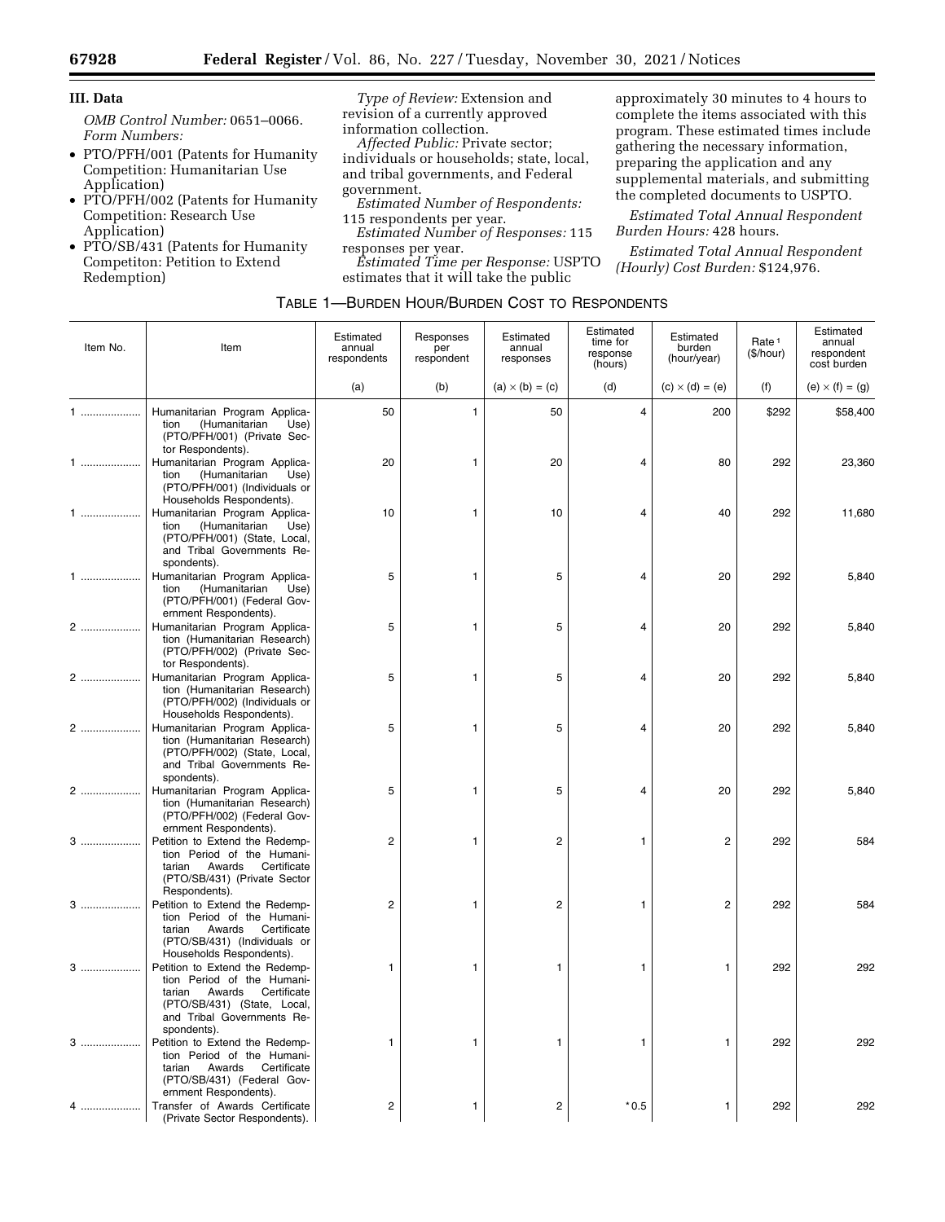## III. Data

*OMB Control Number:* 0651–0066.

*Form Numbers:*

- PTO/PFH/001 (Patents for Humanity Competition: Humanitarian Use Application)
- PTO/PFH/002 (Patents for Humanity Competition: Research Use Application)
- PTO/SB/431 (Patents for Humanity Competiton: Petition to Extend Redemption)

*Type of Review:* Extension and revision of a currently approved information collection.

*Affected Public:* Private sector; individuals or households; state, local, and tribal governments, and Federal government.

*Estimated Number of Respondents:* 115 respondents per year.

*Estimated Number of Responses:* 115 responses per year.

*Estimated Time per Response:* USPTO estimates that it will take the public approximately 30 minutes to 4 hours to complete the items associated with this program. These estimated times include gathering the necessary information, preparing the application and any supplemental materials, and submitting the completed documents to USPTO.

*Estimated Total Annual Respondent Burden Hours:* 428 hours.

*Estimated Total Annual Respondent (Hourly) Cost Burden:* $124,976.

TABLE 1—BURDEN HOUR/BURDEN COST TO RESPONDENTS

| Item No. | Item | Estimated annual respondents | Responses per respondent | Estimated annual responses | Estimated time for response (hours) | Estimated burden (hour/year) | Rate [1] ($/hour) | Estimated annual respondent cost burden |
|---|---|---|---|---|---|---|---|---|
| | | (a) | (b) | (a) × (b) = (c) | (d) | (c) × (d) = (e) | (f) | (e) × (f) = (g) |
| 1 | Humanitarian Program Application (Humanitarian Use) (PTO/PFH/001) (Private Sector Respondents). | 50 | 1 | 50 | 4 | 200 | $292 | $58,400 |
| 1 | Humanitarian Program Application (Humanitarian Use) (PTO/PFH/001) (Individuals or Households Respondents). | 20 | 1 | 20 | 4 | 80 | 292 | 23,360 |
| 1 | Humanitarian Program Application (Humanitarian Use) (PTO/PFH/001) (State, Local, and Tribal Governments Respondents). | 10 | 1 | 10 | 4 | 40 | 292 | 11,680 |
| 1 | Humanitarian Program Application (Humanitarian Use) (PTO/PFH/001) (Federal Government Respondents). | 5 | 1 | 5 | 4 | 20 | 292 | 5,840 |
| 2 | Humanitarian Program Application (Humanitarian Research) (PTO/PFH/002) (Private Sector Respondents). | 5 | 1 | 5 | 4 | 20 | 292 | 5,840 |
| 2 | Humanitarian Program Application (Humanitarian Research) (PTO/PFH/002) (Individuals or Households Respondents). | 5 | 1 | 5 | 4 | 20 | 292 | 5,840 |
| 2 | Humanitarian Program Application (Humanitarian Research) (PTO/PFH/002) (State, Local, and Tribal Governments Respondents). | 5 | 1 | 5 | 4 | 20 | 292 | 5,840 |
| 2 | Humanitarian Program Application (Humanitarian Research) (PTO/PFH/002) (Federal Government Respondents). | 5 | 1 | 5 | 4 | 20 | 292 | 5,840 |
| 3 | Petition to Extend the Redemption Period of the Humanitarian Awards Certificate (PTO/SB/431) (Private Sector Respondents). | 2 | 1 | 2 | 1 | 2 | 292 | 584 |
| 3 | Petition to Extend the Redemption Period of the Humanitarian Awards Certificate (PTO/SB/431) (Individuals or Households Respondents). | 2 | 1 | 2 | 1 | 2 | 292 | 584 |
| 3 | Petition to Extend the Redemption Period of the Humanitarian Awards Certificate (PTO/SB/431) (State, Local, and Tribal Governments Respondents). | 1 | 1 | 1 | 1 | 1 | 292 | 292 |
| 3 | Petition to Extend the Redemption Period of the Humanitarian Awards Certificate (PTO/SB/431) (Federal Government Respondents). | 1 | 1 | 1 | 1 | 1 | 292 | 292 |
| 4 | Transfer of Awards Certificate (Private Sector Respondents). | 2 | 1 | 2 | * 0.5 | 1 | 292 | 292 |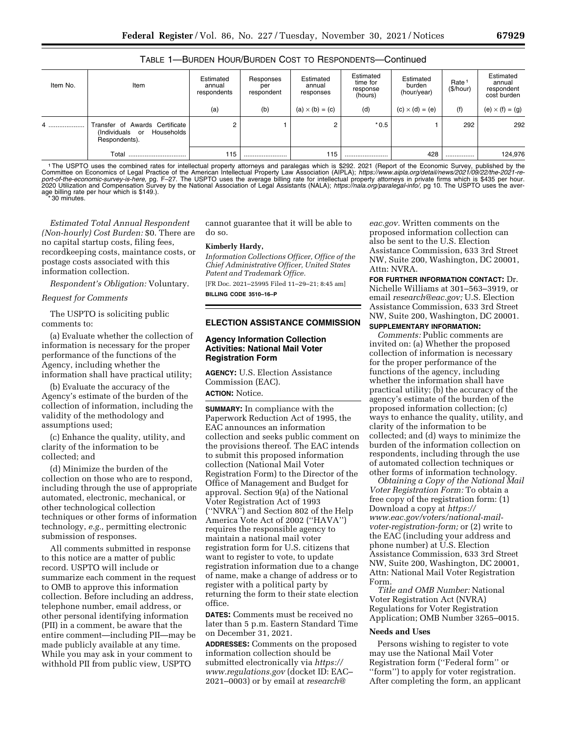TABLE 1—BURDEN HOUR/BURDEN COST TO RESPONDENTS—Continued

| Item No. | Item | Estimated annual respondents | Responses per respondent | Estimated annual responses | Estimated time for response (hours) | Estimated burden (hour/year) | Rate [1] ($/hour) | Estimated annual respondent cost burden |
|---|---|---|---|---|---|---|---|---|
| | | (a) | (b) | (a) × (b) = (c) | (d) | (c) × (d) = (e) | (f) | (e) × (f) = (g) |
| 4 .................... | Transfer of Awards Certificate (Individuals or Households Respondents). | 2 | 1 | 2 | * 0.5 | 1 | 292 | 292 |
| | Total ................................ | 115 | ........................ | 115 | ........................ | 428 | ................ | 124,976 |

[1] The USPTO uses the combined rates for intellectual property attorneys and paralegas which is $292. 2021 (Report of the Economic Survey, published by the Committee on Economics of Legal Practice of the American Intellectual Property Law Association (AIPLA); *https://www.aipla.org/detail/news/2021/09/22/the-2021-report-of-the-economic-survey-is-here*, pg. F–27. The USPTO uses the average billing rate for intellectual property attorneys in private firms which is $435 per hour. 2020 Utilization and Compensation Survey by the National Association of Legal Assistants (NALA); *https://nala.org/paralegal-info/*, pg 10. The USPTO uses the average billing rate per hour which is $149.).

\* 30 minutes.

*Estimated Total Annual Respondent (Non-hourly) Cost Burden:* $0. There are no capital startup costs, filing fees, recordkeeping costs, maintance costs, or postage costs associated with this information collection.

*Respondent's Obligation:* Voluntary.

*Request for Comments*

The USPTO is soliciting public comments to:

(a) Evaluate whether the collection of information is necessary for the proper performance of the functions of the Agency, including whether the information shall have practical utility;

(b) Evaluate the accuracy of the Agency's estimate of the burden of the collection of information, including the validity of the methodology and assumptions used;

(c) Enhance the quality, utility, and clarity of the information to be collected; and

(d) Minimize the burden of the collection on those who are to respond, including through the use of appropriate automated, electronic, mechanical, or other technological collection techniques or other forms of information technology, *e.g.,* permitting electronic submission of responses.

All comments submitted in response to this notice are a matter of public record. USPTO will include or summarize each comment in the request to OMB to approve this information collection. Before including an address, telephone number, email address, or other personal identifying information (PII) in a comment, be aware that the entire comment—including PII—may be made publicly available at any time. While you may ask in your comment to withhold PII from public view, USPTO cannot guarantee that it will be able to do so.

**Kimberly Hardy,**

*Information Collections Officer, Office of the Chief Administrative Officer, United States Patent and Trademark Office.*

[FR Doc. 2021–25995 Filed 11–29–21; 8:45 am]

**BILLING CODE 3510–16–P**

## ELECTION ASSISTANCE COMMISSION

### Agency Information Collection Activities: National Mail Voter Registration Form

**AGENCY:** U.S. Election Assistance Commission (EAC).

**ACTION:** Notice.

**SUMMARY:** In compliance with the Paperwork Reduction Act of 1995, the EAC announces an information collection and seeks public comment on the provisions thereof. The EAC intends to submit this proposed information collection (National Mail Voter Registration Form) to the Director of the Office of Management and Budget for approval. Section 9(a) of the National Voter Registration Act of 1993 (''NVRA'') and Section 802 of the Help America Vote Act of 2002 (''HAVA'') requires the responsible agency to maintain a national mail voter registration form for U.S. citizens that want to register to vote, to update registration information due to a change of name, make a change of address or to register with a political party by returning the form to their state election office.

**DATES:** Comments must be received no later than 5 p.m. Eastern Standard Time on December 31, 2021.

**ADDRESSES:** Comments on the proposed information collection should be submitted electronically via *https://www.regulations.gov* (docket ID: EAC–2021–0003) or by email at *research@eac.gov.* Written comments on the proposed information collection can also be sent to the U.S. Election Assistance Commission, 633 3rd Street NW, Suite 200, Washington, DC 20001, Attn: NVRA.

**FOR FURTHER INFORMATION CONTACT:** Dr. Nichelle Williams at 301–563–3919, or email *research@eac.gov;* U.S. Election Assistance Commission, 633 3rd Street NW, Suite 200, Washington, DC 20001.

**SUPPLEMENTARY INFORMATION:**

*Comments:* Public comments are invited on: (a) Whether the proposed collection of information is necessary for the proper performance of the functions of the agency, including whether the information shall have practical utility; (b) the accuracy of the agency's estimate of the burden of the proposed information collection; (c) ways to enhance the quality, utility, and clarity of the information to be collected; and (d) ways to minimize the burden of the information collection on respondents, including through the use of automated collection techniques or other forms of information technology.

*Obtaining a Copy of the National Mail Voter Registration Form:* To obtain a free copy of the registration form: (1) Download a copy at *https://www.eac.gov/voters/national-mail-voter-registration-form;* or (2) write to the EAC (including your address and phone number) at U.S. Election Assistance Commission, 633 3rd Street NW, Suite 200, Washington, DC 20001, Attn: National Mail Voter Registration Form.

*Title and OMB Number:* National Voter Registration Act (NVRA) Regulations for Voter Registration Application; OMB Number 3265–0015.

**Needs and Uses**

Persons wishing to register to vote may use the National Mail Voter Registration form (''Federal form'' or ''form'') to apply for voter registration. After completing the form, an applicant